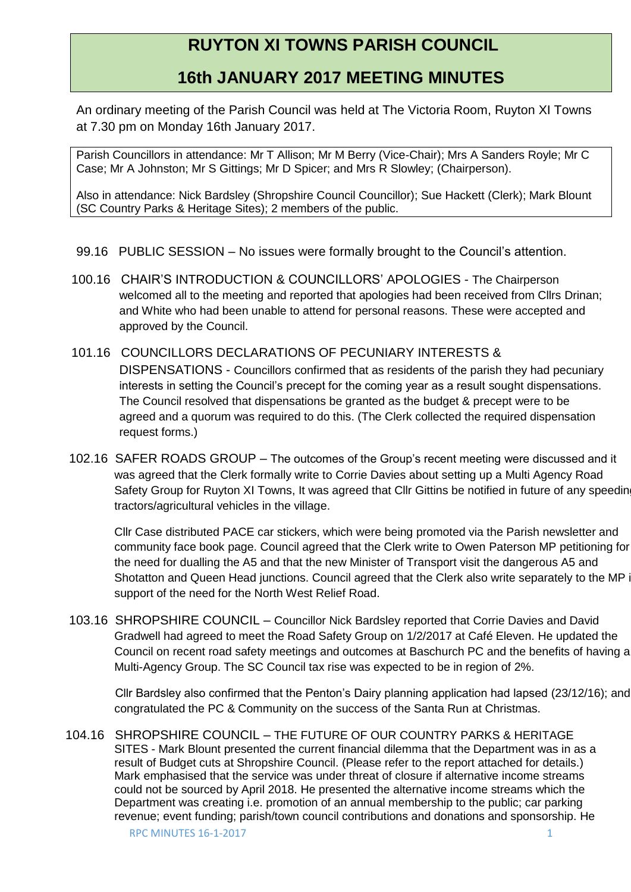# RUYTON XI TOWNS PARISH COUNCIL

## 16th JANUARY 2017 MEETING MINUTES

An ordinary meeting of the Parish Council was held at The Victoria Room, Ruyton XI Towns at 7.30 pm on Monday 16th January 2017.

Parish Councillors in attendance: Mr T Allison; Mr M Berry (Vice-Chair); Mrs A Sanders Royle; Mr C Case; Mr A Johnston; Mr S Gittings; Mr D Spicer; and Mrs R Slowley; (Chairperson).

Also in attendance: Nick Bardsley (Shropshire Council Councillor); Sue Hackett (Clerk); Mark Blount (SC Country Parks & Heritage Sites); 2 members of the public.

99.16 PUBLIC SESSION – No issues were formally brought to the Council's attention.

100.16 CHAIR'S INTRODUCTION & COUNCILLORS' APOLOGIES - The Chairperson welcomed all to the meeting and reported that apologies had been received from Cllrs Drinan; and White who had been unable to attend for personal reasons. These were accepted and approved by the Council.

101.16 COUNCILLORS DECLARATIONS OF PECUNIARY INTERESTS & DISPENSATIONS - Councillors confirmed that as residents of the parish they had pecuniary interests in setting the Council's precept for the coming year as a result sought dispensations. The Council resolved that dispensations be granted as the budget & precept were to be agreed and a quorum was required to do this. (The Clerk collected the required dispensation request forms.)

102.16 SAFER ROADS GROUP – The outcomes of the Group's recent meeting were discussed and it was agreed that the Clerk formally write to Corrie Davies about setting up a Multi Agency Road Safety Group for Ruyton XI Towns, It was agreed that Cllr Gittins be notified in future of any speeding tractors/agricultural vehicles in the village.

Cllr Case distributed PACE car stickers, which were being promoted via the Parish newsletter and community face book page. Council agreed that the Clerk write to Owen Paterson MP petitioning for the need for dualling the A5 and that the new Minister of Transport visit the dangerous A5 and Shotatton and Queen Head junctions. Council agreed that the Clerk also write separately to the MP in support of the need for the North West Relief Road.

103.16 SHROPSHIRE COUNCIL – Councillor Nick Bardsley reported that Corrie Davies and David Gradwell had agreed to meet the Road Safety Group on 1/2/2017 at Café Eleven. He updated the Council on recent road safety meetings and outcomes at Baschurch PC and the benefits of having a Multi-Agency Group. The SC Council tax rise was expected to be in region of 2%.

Cllr Bardsley also confirmed that the Penton's Dairy planning application had lapsed (23/12/16); and congratulated the PC & Community on the success of the Santa Run at Christmas.

104.16 SHROPSHIRE COUNCIL – THE FUTURE OF OUR COUNTRY PARKS & HERITAGE SITES - Mark Blount presented the current financial dilemma that the Department was in as a result of Budget cuts at Shropshire Council. (Please refer to the report attached for details.) Mark emphasised that the service was under threat of closure if alternative income streams could not be sourced by April 2018. He presented the alternative income streams which the Department was creating i.e. promotion of an annual membership to the public; car parking revenue; event funding; parish/town council contributions and donations and sponsorship. He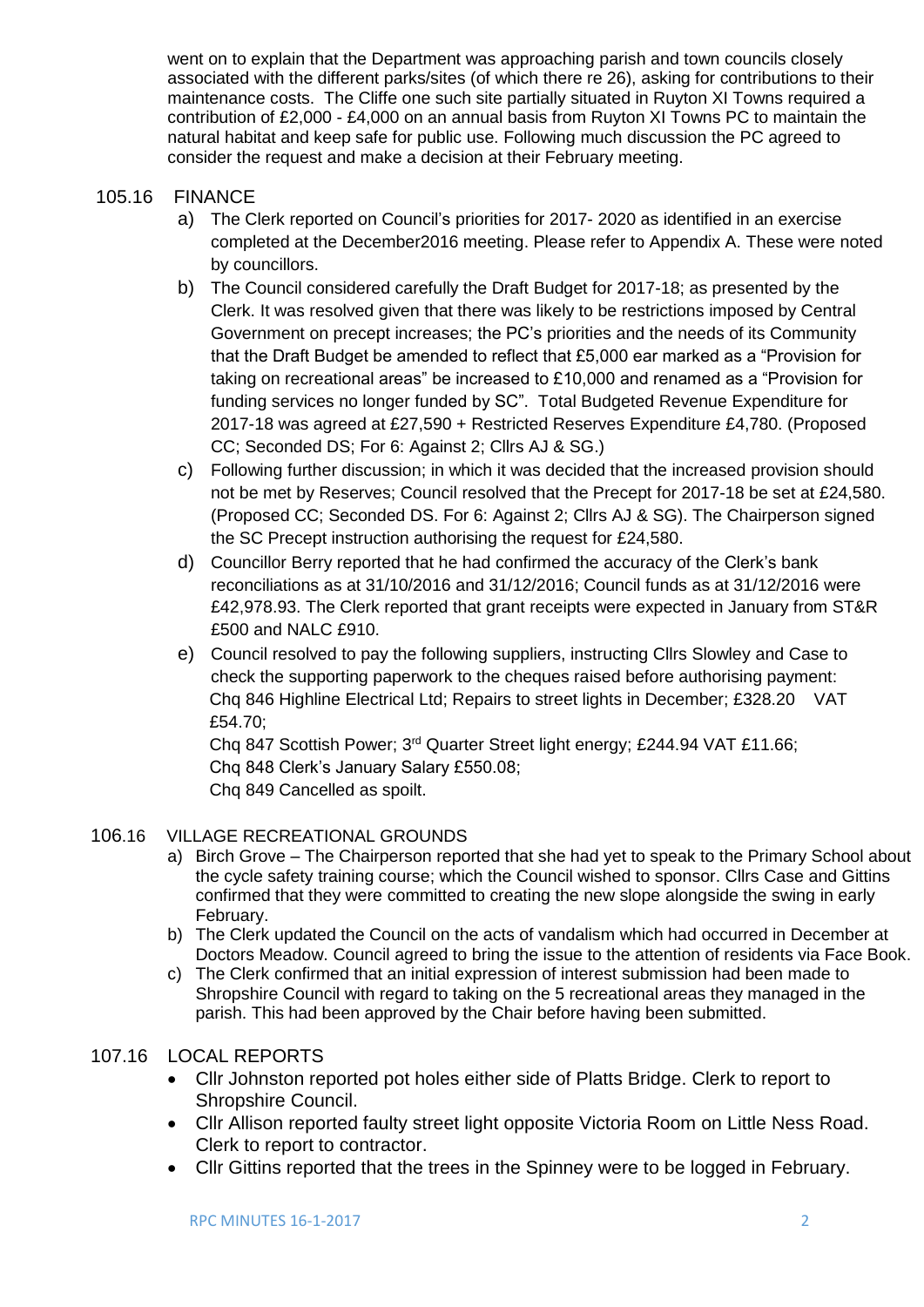went on to explain that the Department was approaching parish and town councils closely associated with the different parks/sites (of which there re 26), asking for contributions to their maintenance costs. The Cliffe one such site partially situated in Ruyton XI Towns required a contribution of £2,000 - £4,000 on an annual basis from Ruyton XI Towns PC to maintain the natural habitat and keep safe for public use. Following much discussion the PC agreed to consider the request and make a decision at their February meeting.

## 105.16 FINANCE

a) The Clerk reported on Council's priorities for 2017- 2020 as identified in an exercise completed at the December2016 meeting. Please refer to Appendix A. These were noted by councillors.

b) The Council considered carefully the Draft Budget for 2017-18; as presented by the Clerk. It was resolved given that there was likely to be restrictions imposed by Central Government on precept increases; the PC's priorities and the needs of its Community that the Draft Budget be amended to reflect that £5,000 ear marked as a "Provision for taking on recreational areas" be increased to £10,000 and renamed as a "Provision for funding services no longer funded by SC". Total Budgeted Revenue Expenditure for 2017-18 was agreed at £27,590 + Restricted Reserves Expenditure £4,780. (Proposed CC; Seconded DS; For 6: Against 2; Cllrs AJ & SG.)

c) Following further discussion; in which it was decided that the increased provision should not be met by Reserves; Council resolved that the Precept for 2017-18 be set at £24,580. (Proposed CC; Seconded DS. For 6: Against 2; Cllrs AJ & SG). The Chairperson signed the SC Precept instruction authorising the request for £24,580.

d) Councillor Berry reported that he had confirmed the accuracy of the Clerk's bank reconciliations as at 31/10/2016 and 31/12/2016; Council funds as at 31/12/2016 were £42,978.93. The Clerk reported that grant receipts were expected in January from ST&R £500 and NALC £910.

e) Council resolved to pay the following suppliers, instructing Cllrs Slowley and Case to check the supporting paperwork to the cheques raised before authorising payment:
Chq 846 Highline Electrical Ltd; Repairs to street lights in December; £328.20 VAT £54.70;
Chq 847 Scottish Power; 3rd Quarter Street light energy; £244.94 VAT £11.66;
Chq 848 Clerk's January Salary £550.08;
Chq 849 Cancelled as spoilt.

## 106.16 VILLAGE RECREATIONAL GROUNDS

a) Birch Grove – The Chairperson reported that she had yet to speak to the Primary School about the cycle safety training course; which the Council wished to sponsor. Cllrs Case and Gittins confirmed that they were committed to creating the new slope alongside the swing in early February.

b) The Clerk updated the Council on the acts of vandalism which had occurred in December at Doctors Meadow. Council agreed to bring the issue to the attention of residents via Face Book.

c) The Clerk confirmed that an initial expression of interest submission had been made to Shropshire Council with regard to taking on the 5 recreational areas they managed in the parish. This had been approved by the Chair before having been submitted.

## 107.16 LOCAL REPORTS

- Cllr Johnston reported pot holes either side of Platts Bridge. Clerk to report to Shropshire Council.
- Cllr Allison reported faulty street light opposite Victoria Room on Little Ness Road. Clerk to report to contractor.
- Cllr Gittins reported that the trees in the Spinney were to be logged in February.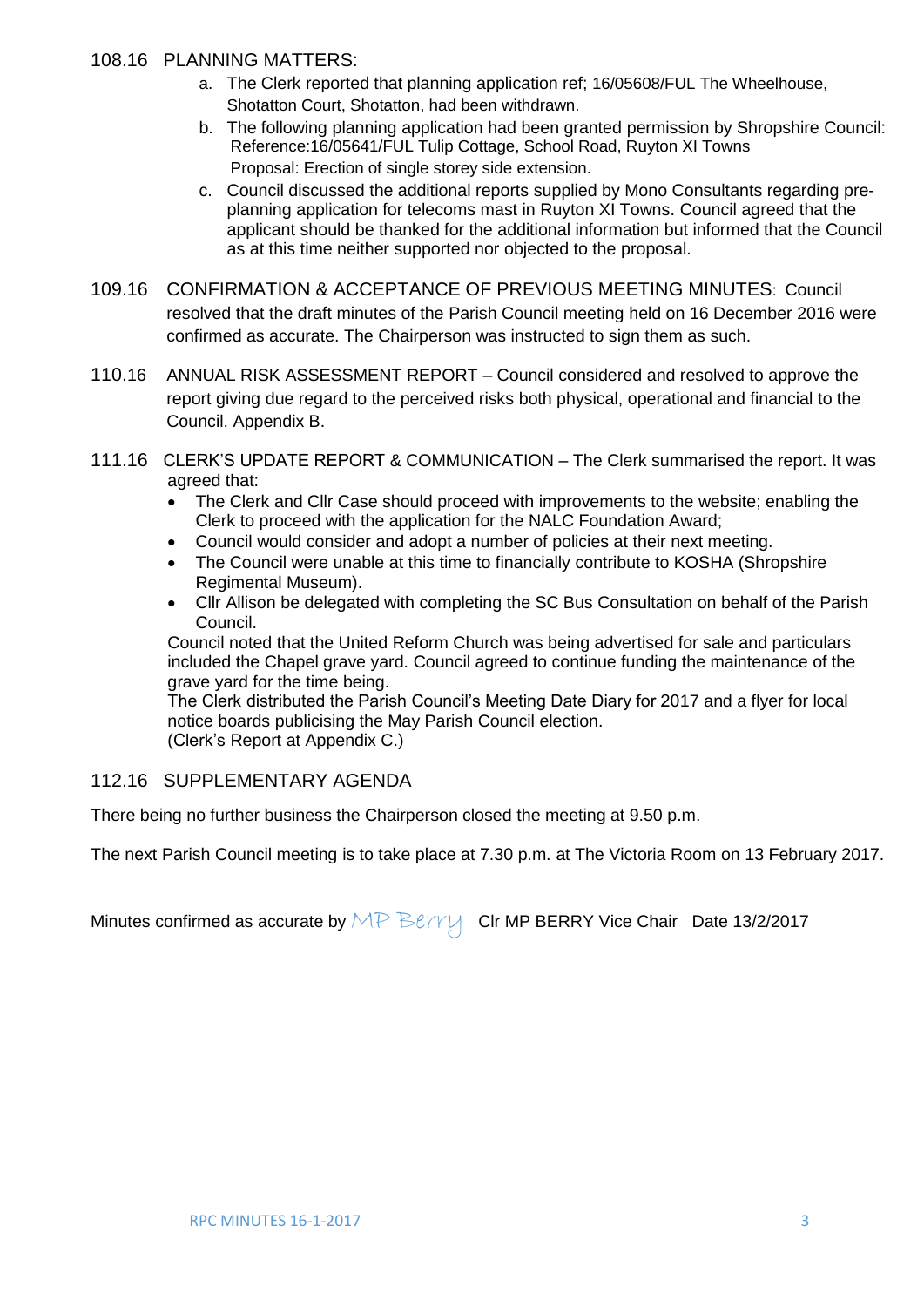108.16 PLANNING MATTERS:

a. The Clerk reported that planning application ref; 16/05608/FUL The Wheelhouse, Shotatton Court, Shotatton, had been withdrawn.

b. The following planning application had been granted permission by Shropshire Council:
Reference:16/05641/FUL Tulip Cottage, School Road, Ruyton XI Towns
Proposal: Erection of single storey side extension.

c. Council discussed the additional reports supplied by Mono Consultants regarding pre-planning application for telecoms mast in Ruyton XI Towns. Council agreed that the applicant should be thanked for the additional information but informed that the Council as at this time neither supported nor objected to the proposal.

109.16 CONFIRMATION & ACCEPTANCE OF PREVIOUS MEETING MINUTES: Council resolved that the draft minutes of the Parish Council meeting held on 16 December 2016 were confirmed as accurate. The Chairperson was instructed to sign them as such.

110.16 ANNUAL RISK ASSESSMENT REPORT – Council considered and resolved to approve the report giving due regard to the perceived risks both physical, operational and financial to the Council. Appendix B.

111.16 CLERK'S UPDATE REPORT & COMMUNICATION – The Clerk summarised the report. It was agreed that:

- The Clerk and Cllr Case should proceed with improvements to the website; enabling the Clerk to proceed with the application for the NALC Foundation Award;
- Council would consider and adopt a number of policies at their next meeting.
- The Council were unable at this time to financially contribute to KOSHA (Shropshire Regimental Museum).
- Cllr Allison be delegated with completing the SC Bus Consultation on behalf of the Parish Council.

Council noted that the United Reform Church was being advertised for sale and particulars included the Chapel grave yard. Council agreed to continue funding the maintenance of the grave yard for the time being.
The Clerk distributed the Parish Council's Meeting Date Diary for 2017 and a flyer for local notice boards publicising the May Parish Council election.
(Clerk's Report at Appendix C.)

112.16 SUPPLEMENTARY AGENDA

There being no further business the Chairperson closed the meeting at 9.50 p.m.

The next Parish Council meeting is to take place at 7.30 p.m. at The Victoria Room on 13 February 2017.

Minutes confirmed as accurate by MP Berry Clr MP BERRY Vice Chair Date 13/2/2017